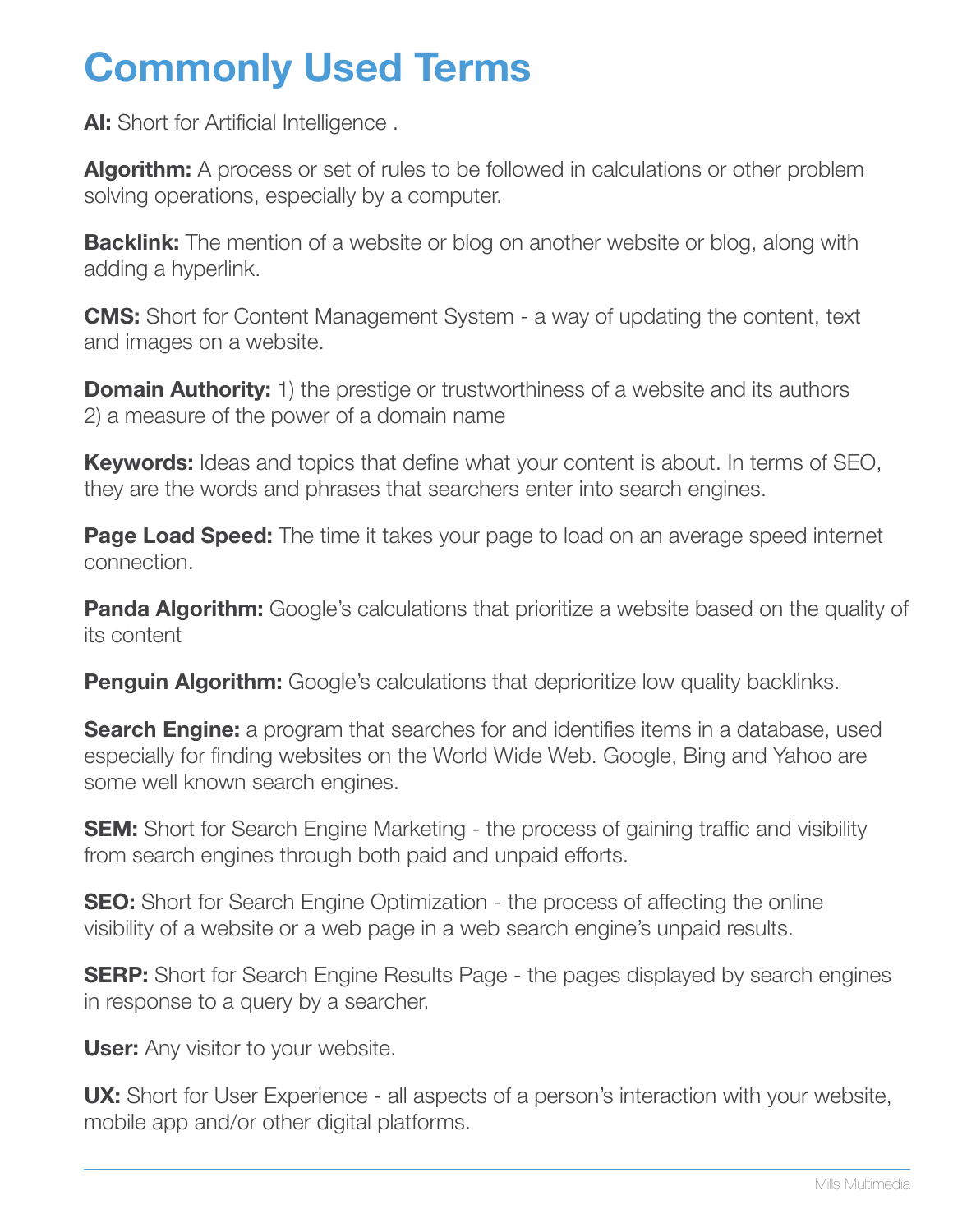# Commonly Used Terms

**AI:** Short for Artificial Intelligence .

**Algorithm:** A process or set of rules to be followed in calculations or other problem solving operations, especially by a computer.

**Backlink:** The mention of a website or blog on another website or blog, along with adding a hyperlink.

**CMS:** Short for Content Management System - a way of updating the content, text and images on a website.

**Domain Authority:** 1) the prestige or trustworthiness of a website and its authors 2) a measure of the power of a domain name

**Keywords:** Ideas and topics that define what your content is about. In terms of SEO, they are the words and phrases that searchers enter into search engines.

**Page Load Speed:** The time it takes your page to load on an average speed internet connection.

**Panda Algorithm:** Google's calculations that prioritize a website based on the quality of its content

**Penguin Algorithm:** Google's calculations that deprioritize low quality backlinks.

**Search Engine:** a program that searches for and identifies items in a database, used especially for finding websites on the World Wide Web. Google, Bing and Yahoo are some well known search engines.

**SEM:** Short for Search Engine Marketing - the process of gaining traffic and visibility from search engines through both paid and unpaid efforts.

**SEO:** Short for Search Engine Optimization - the process of affecting the online visibility of a website or a web page in a web search engine's unpaid results.

**SERP:** Short for Search Engine Results Page - the pages displayed by search engines in response to a query by a searcher.

**User:** Any visitor to your website.

**UX:** Short for User Experience - all aspects of a person's interaction with your website, mobile app and/or other digital platforms.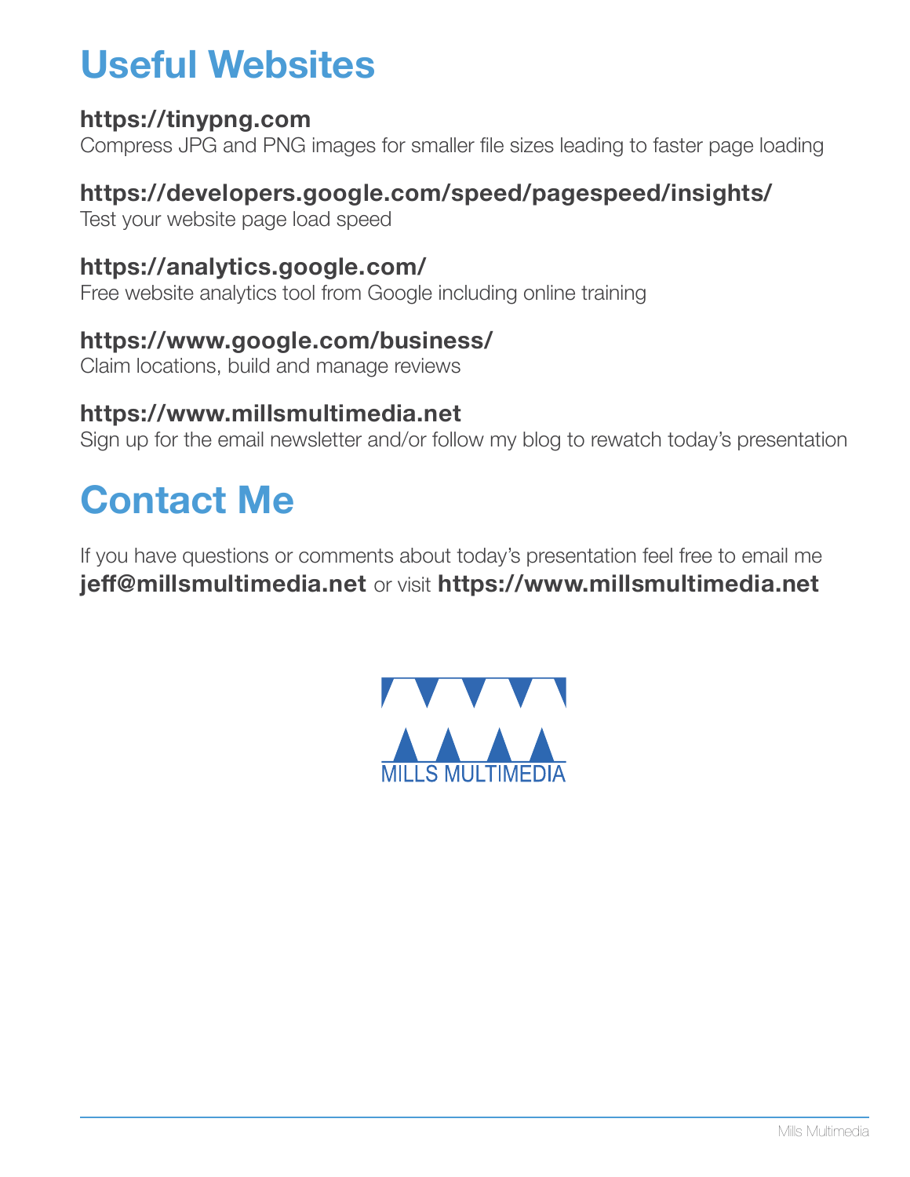# Useful Websites

**https://tinypng.com**
Compress JPG and PNG images for smaller file sizes leading to faster page loading

**https://developers.google.com/speed/pagespeed/insights/**
Test your website page load speed

**https://analytics.google.com/**
Free website analytics tool from Google including online training

**https://www.google.com/business/**
Claim locations, build and manage reviews

**https://www.millsmultimedia.net**
Sign up for the email newsletter and/or follow my blog to rewatch today's presentation

# Contact Me

If you have questions or comments about today's presentation feel free to email me **jeff@millsmultimedia.net** or visit **https://www.millsmultimedia.net**

MILLS MULTIMEDIA